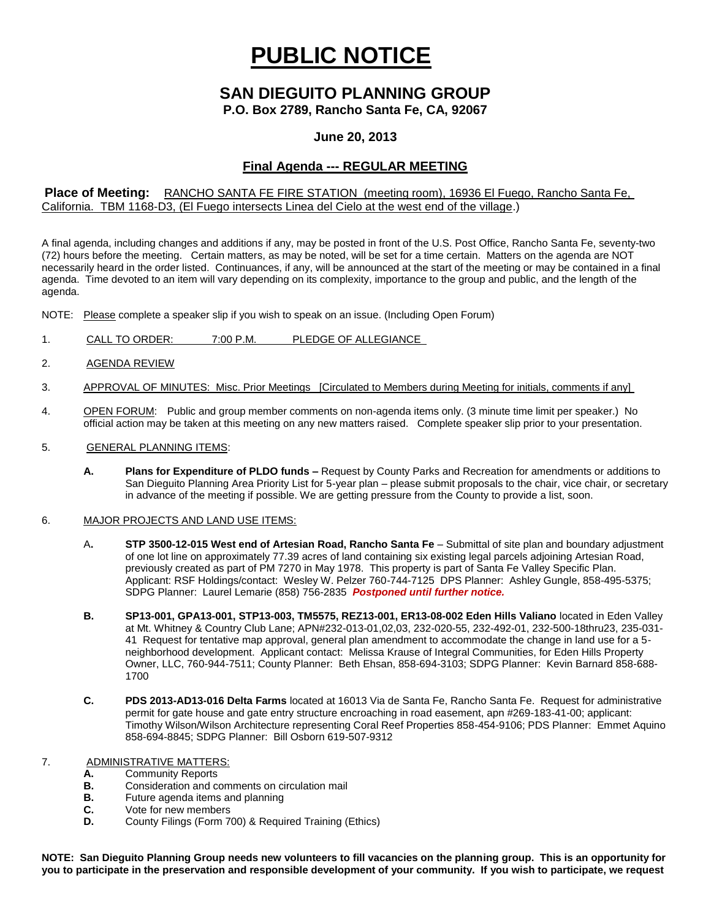# PUBLIC NOTICE

## SAN DIEGUITO PLANNING GROUP

**P.O. Box 2789, Rancho Santa Fe, CA, 92067**

**June 20, 2013**

**Final Agenda --- REGULAR MEETING**

**Place of Meeting:** RANCHO SANTA FE FIRE STATION (meeting room), 16936 El Fuego, Rancho Santa Fe, California. TBM 1168-D3, (El Fuego intersects Linea del Cielo at the west end of the village.)

A final agenda, including changes and additions if any, may be posted in front of the U.S. Post Office, Rancho Santa Fe, seventy-two (72) hours before the meeting. Certain matters, as may be noted, will be set for a time certain. Matters on the agenda are NOT necessarily heard in the order listed. Continuances, if any, will be announced at the start of the meeting or may be contained in a final agenda. Time devoted to an item will vary depending on its complexity, importance to the group and public, and the length of the agenda.

NOTE: Please complete a speaker slip if you wish to speak on an issue. (Including Open Forum)

1. CALL TO ORDER: 7:00 P.M. PLEDGE OF ALLEGIANCE

2. AGENDA REVIEW

3. APPROVAL OF MINUTES: Misc. Prior Meetings [Circulated to Members during Meeting for initials, comments if any]

4. OPEN FORUM: Public and group member comments on non-agenda items only. (3 minute time limit per speaker.) No official action may be taken at this meeting on any new matters raised. Complete speaker slip prior to your presentation.

5. GENERAL PLANNING ITEMS:

   **A. Plans for Expenditure of PLDO funds –** Request by County Parks and Recreation for amendments or additions to San Dieguito Planning Area Priority List for 5-year plan – please submit proposals to the chair, vice chair, or secretary in advance of the meeting if possible. We are getting pressure from the County to provide a list, soon.

6. MAJOR PROJECTS AND LAND USE ITEMS:

   A**. STP 3500-12-015 West end of Artesian Road, Rancho Santa Fe** – Submittal of site plan and boundary adjustment of one lot line on approximately 77.39 acres of land containing six existing legal parcels adjoining Artesian Road, previously created as part of PM 7270 in May 1978. This property is part of Santa Fe Valley Specific Plan. Applicant: RSF Holdings/contact: Wesley W. Pelzer 760-744-7125 DPS Planner: Ashley Gungle, 858-495-5375; SDPG Planner: Laurel Lemarie (858) 756-2835 ***Postponed until further notice.***

   **B. SP13-001, GPA13-001, STP13-003, TM5575, REZ13-001, ER13-08-002 Eden Hills Valiano** located in Eden Valley at Mt. Whitney & Country Club Lane; APN#232-013-01,02,03, 232-020-55, 232-492-01, 232-500-18thru23, 235-031-41 Request for tentative map approval, general plan amendment to accommodate the change in land use for a 5-neighborhood development. Applicant contact: Melissa Krause of Integral Communities, for Eden Hills Property Owner, LLC, 760-944-7511; County Planner: Beth Ehsan, 858-694-3103; SDPG Planner: Kevin Barnard 858-688-1700

   **C. PDS 2013-AD13-016 Delta Farms** located at 16013 Via de Santa Fe, Rancho Santa Fe. Request for administrative permit for gate house and gate entry structure encroaching in road easement, apn #269-183-41-00; applicant: Timothy Wilson/Wilson Architecture representing Coral Reef Properties 858-454-9106; PDS Planner: Emmet Aquino 858-694-8845; SDPG Planner: Bill Osborn 619-507-9312

7. ADMINISTRATIVE MATTERS:

   **A.** Community Reports
   **B.** Consideration and comments on circulation mail
   **B.** Future agenda items and planning
   **C.** Vote for new members
   **D.** County Filings (Form 700) & Required Training (Ethics)

**NOTE: San Dieguito Planning Group needs new volunteers to fill vacancies on the planning group. This is an opportunity for you to participate in the preservation and responsible development of your community. If you wish to participate, we request**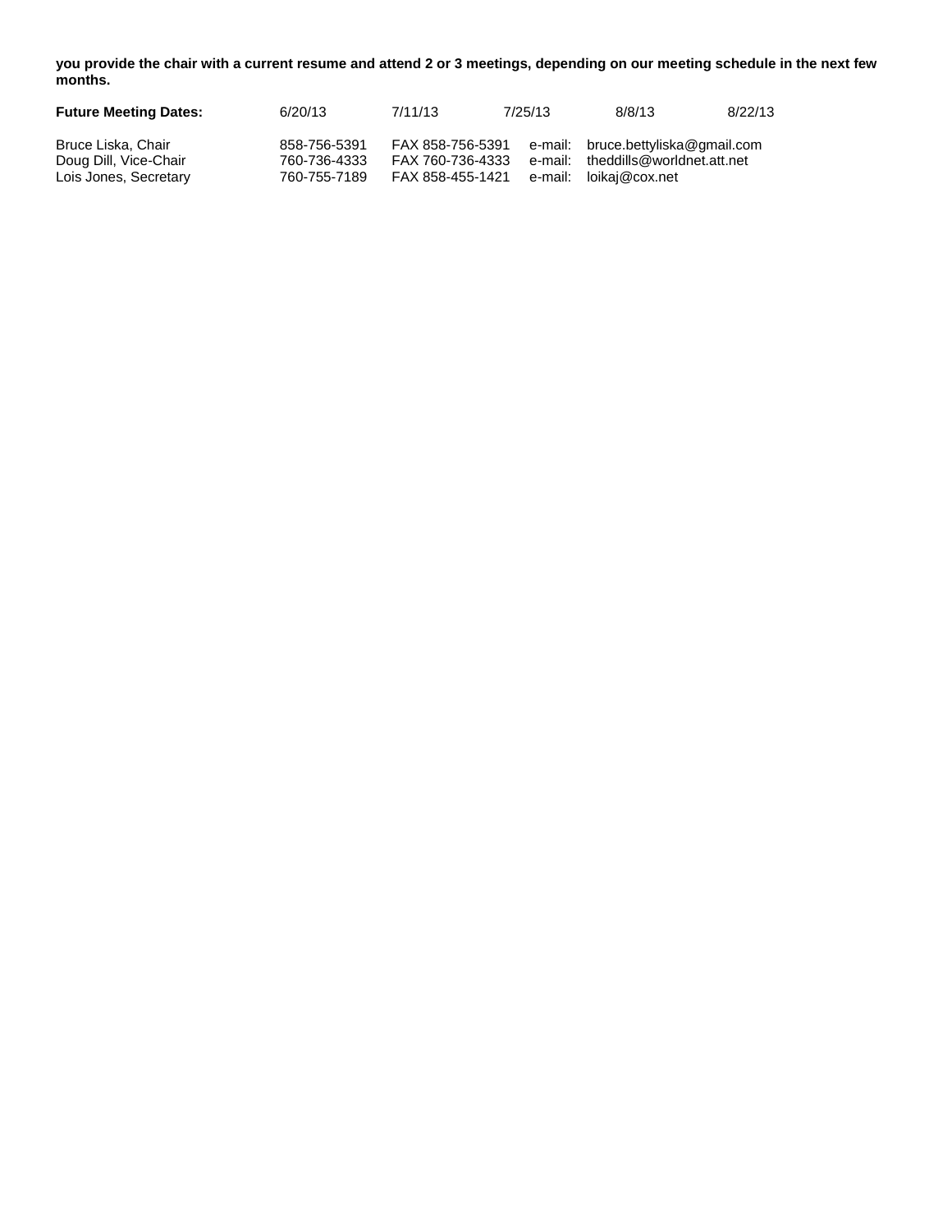**you provide the chair with a current resume and attend 2 or 3 meetings, depending on our meeting schedule in the next few months.**

| | | | | | |
|---|---|---|---|---|---|
| **Future Meeting Dates:** | 6/20/13 | 7/11/13 | 7/25/13 | 8/8/13 | 8/22/13 |

| | | | | |
|---|---|---|---|---|
| Bruce Liska, Chair | 858-756-5391 | FAX 858-756-5391 | e-mail: | bruce.bettyliska@gmail.com |
| Doug Dill, Vice-Chair | 760-736-4333 | FAX 760-736-4333 | e-mail: | theddills@worldnet.att.net |
| Lois Jones, Secretary | 760-755-7189 | FAX 858-455-1421 | e-mail: | loikaj@cox.net |